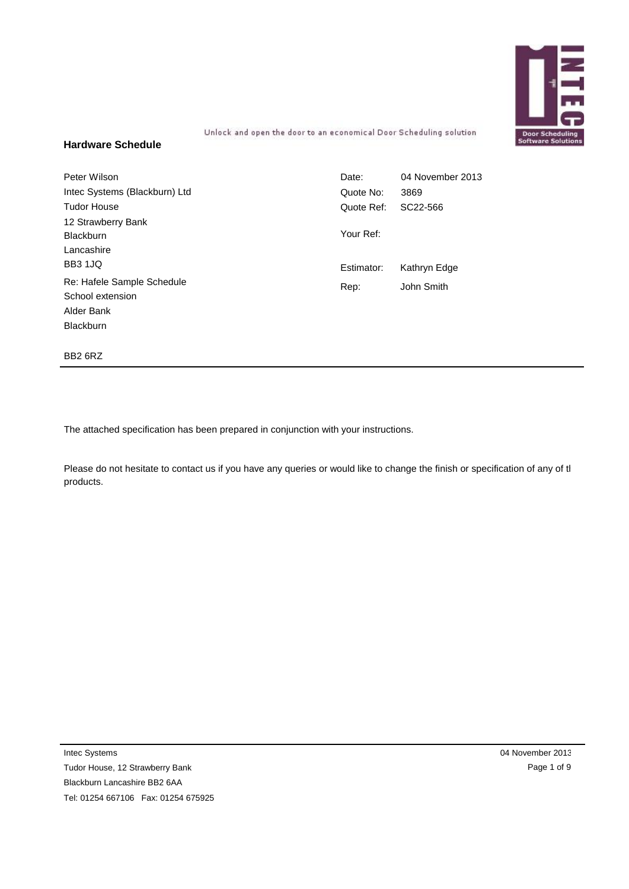Unlock and open the door to an economical Door Scheduling solution

## Hardware Schedule

Peter Wilson
Intec Systems (Blackburn) Ltd
Tudor House
12 Strawberry Bank
Blackburn
Lancashire
BB3 1JQ

Re: Hafele Sample Schedule
School extension
Alder Bank
Blackburn

BB2 6RZ

| | |
|---|---|
| Date: | 04 November 2013 |
| Quote No: | 3869 |
| Quote Ref: | SC22-566 |
| Your Ref: | |
| Estimator: | Kathryn Edge |
| Rep: | John Smith |

---

The attached specification has been prepared in conjunction with your instructions.

Please do not hesitate to contact us if you have any queries or would like to change the finish or specification of any of tl products.

---

Intec Systems
Tudor House, 12 Strawberry Bank
Blackburn Lancashire BB2 6AA
Tel: 01254 667106 Fax: 01254 675925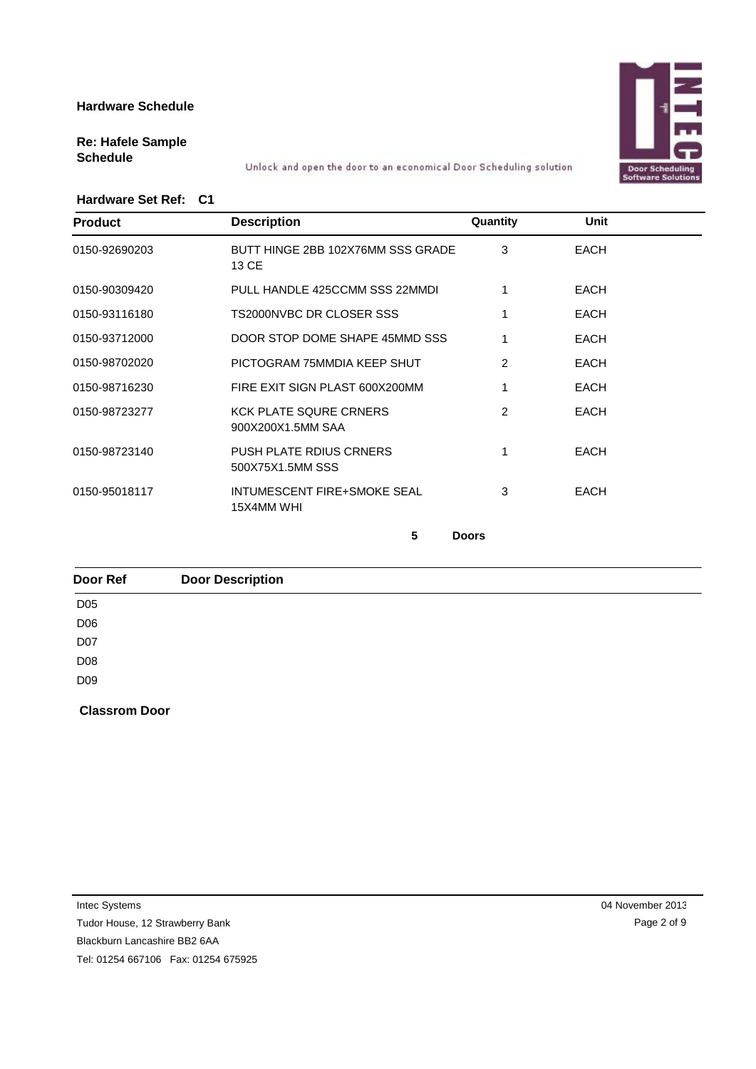**Hardware Schedule**

**Re: Hafele Sample Schedule**

Unlock and open the door to an economical Door Scheduling solution

**Hardware Set Ref: C1**

| Product | Description | Quantity | Unit |
|---|---|---|---|
| 0150-92690203 | BUTT HINGE 2BB 102X76MM SSS GRADE 13 CE | 3 | EACH |
| 0150-90309420 | PULL HANDLE 425CCMM SSS 22MMDI | 1 | EACH |
| 0150-93116180 | TS2000NVBC DR CLOSER SSS | 1 | EACH |
| 0150-93712000 | DOOR STOP DOME SHAPE 45MMD SSS | 1 | EACH |
| 0150-98702020 | PICTOGRAM 75MMDIA KEEP SHUT | 2 | EACH |
| 0150-98716230 | FIRE EXIT SIGN PLAST 600X200MM | 1 | EACH |
| 0150-98723277 | KCK PLATE SQURE CRNERS 900X200X1.5MM SAA | 2 | EACH |
| 0150-98723140 | PUSH PLATE RDIUS CRNERS 500X75X1.5MM SSS | 1 | EACH |
| 0150-95018117 | INTUMESCENT FIRE+SMOKE SEAL 15X4MM WHI | 3 | EACH |

**5 Doors**

| Door Ref | Door Description |
|---|---|
| D05 | |
| D06 | |
| D07 | |
| D08 | |
| D09 | |

**Classrom Door**

Intec Systems
Tudor House, 12 Strawberry Bank
Blackburn Lancashire BB2 6AA
Tel: 01254 667106 Fax: 01254 675925

04 November 2013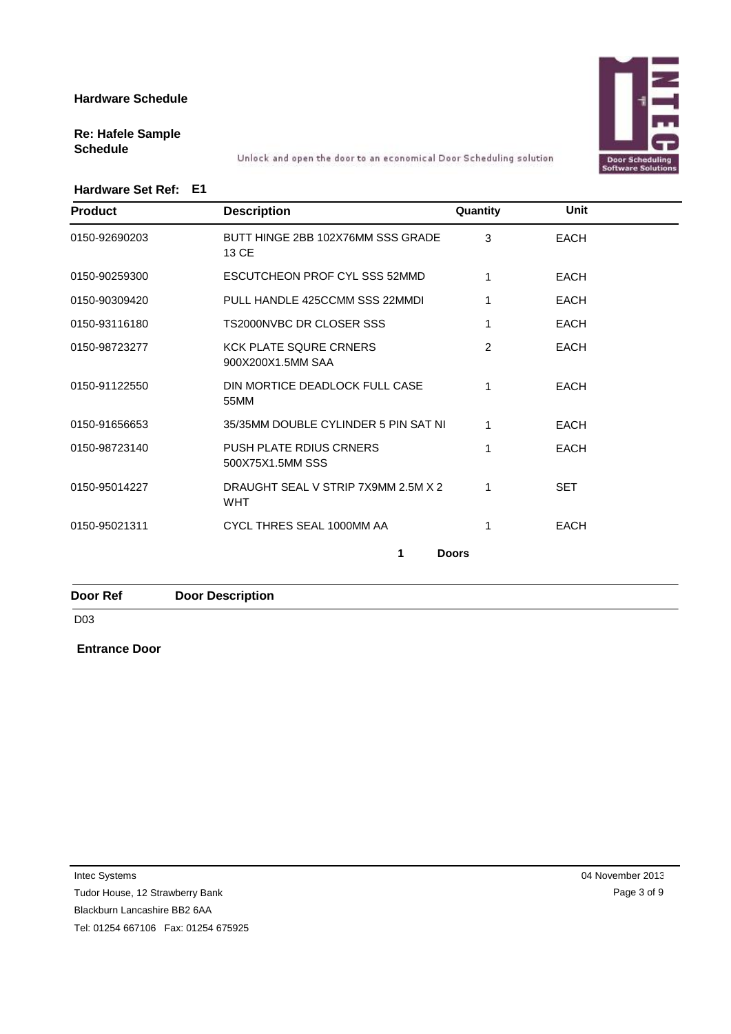**Hardware Schedule**

**Re: Hafele Sample Schedule**

Unlock and open the door to an economical Door Scheduling solution

**Hardware Set Ref: E1**

| Product | Description | Quantity | Unit |
|---|---|---|---|
| 0150-92690203 | BUTT HINGE 2BB 102X76MM SSS GRADE 13 CE | 3 | EACH |
| 0150-90259300 | ESCUTCHEON PROF CYL SSS 52MMD | 1 | EACH |
| 0150-90309420 | PULL HANDLE 425CCMM SSS 22MMDI | 1 | EACH |
| 0150-93116180 | TS2000NVBC DR CLOSER SSS | 1 | EACH |
| 0150-98723277 | KCK PLATE SQURE CRNERS 900X200X1.5MM SAA | 2 | EACH |
| 0150-91122550 | DIN MORTICE DEADLOCK FULL CASE 55MM | 1 | EACH |
| 0150-91656653 | 35/35MM DOUBLE CYLINDER 5 PIN SAT NI | 1 | EACH |
| 0150-98723140 | PUSH PLATE RDIUS CRNERS 500X75X1.5MM SSS | 1 | EACH |
| 0150-95014227 | DRAUGHT SEAL V STRIP 7X9MM 2.5M X 2 WHT | 1 | SET |
| 0150-95021311 | CYCL THRES SEAL 1000MM AA | 1 | EACH |

**1 Doors**

| Door Ref | Door Description |
|---|---|
| D03 | |

**Entrance Door**

Intec Systems
Tudor House, 12 Strawberry Bank
Blackburn Lancashire BB2 6AA
Tel: 01254 667106 Fax: 01254 675925

04 November 2013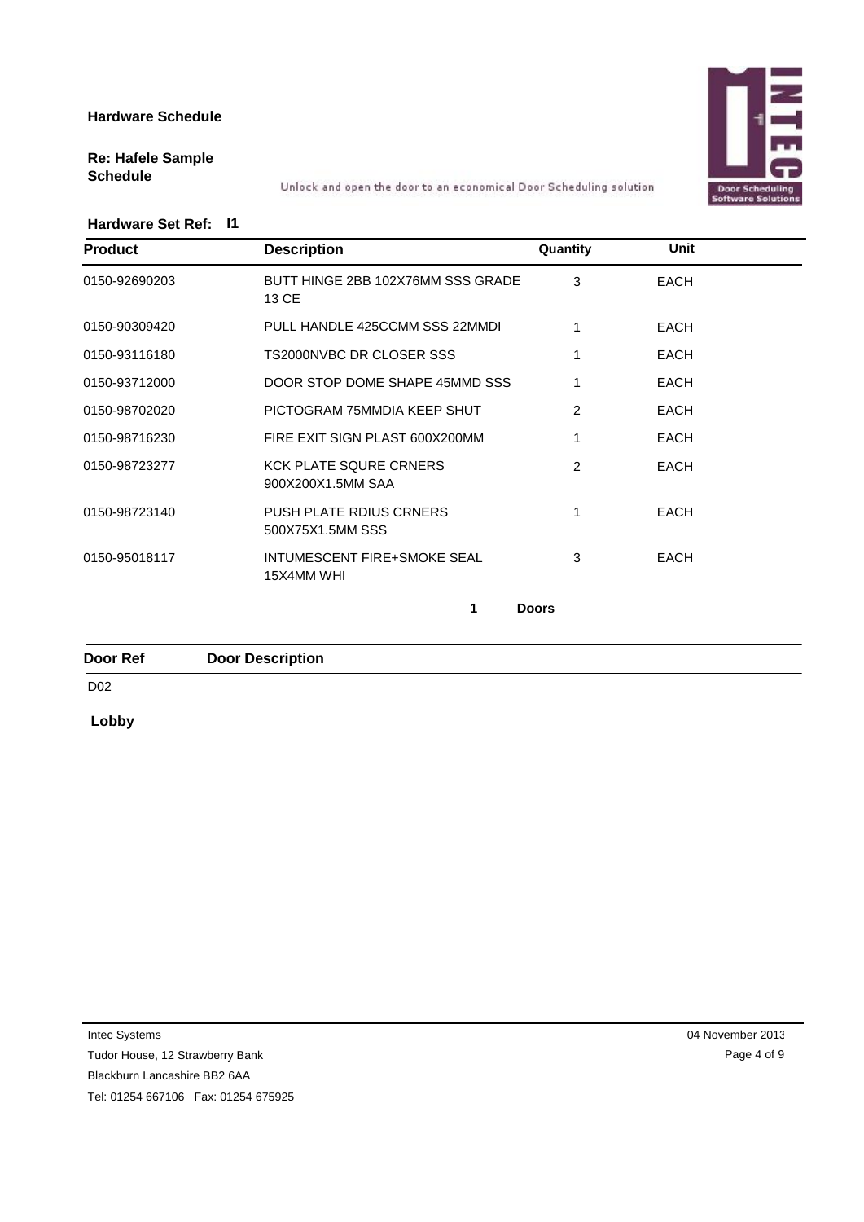**Hardware Schedule**

**Re: Hafele Sample Schedule**

Unlock and open the door to an economical Door Scheduling solution

**Hardware Set Ref: I1**

| Product | Description | Quantity | Unit |
|---|---|---|---|
| 0150-92690203 | BUTT HINGE 2BB 102X76MM SSS GRADE 13 CE | 3 | EACH |
| 0150-90309420 | PULL HANDLE 425CCMM SSS 22MMDI | 1 | EACH |
| 0150-93116180 | TS2000NVBC DR CLOSER SSS | 1 | EACH |
| 0150-93712000 | DOOR STOP DOME SHAPE 45MMD SSS | 1 | EACH |
| 0150-98702020 | PICTOGRAM 75MMDIA KEEP SHUT | 2 | EACH |
| 0150-98716230 | FIRE EXIT SIGN PLAST 600X200MM | 1 | EACH |
| 0150-98723277 | KCK PLATE SQURE CRNERS 900X200X1.5MM SAA | 2 | EACH |
| 0150-98723140 | PUSH PLATE RDIUS CRNERS 500X75X1.5MM SSS | 1 | EACH |
| 0150-95018117 | INTUMESCENT FIRE+SMOKE SEAL 15X4MM WHI | 3 | EACH |

**1 Doors**

| Door Ref | Door Description |
|---|---|
| D02 | |

**Lobby**

Intec Systems
Tudor House, 12 Strawberry Bank
Blackburn Lancashire BB2 6AA
Tel: 01254 667106 Fax: 01254 675925

04 November 2013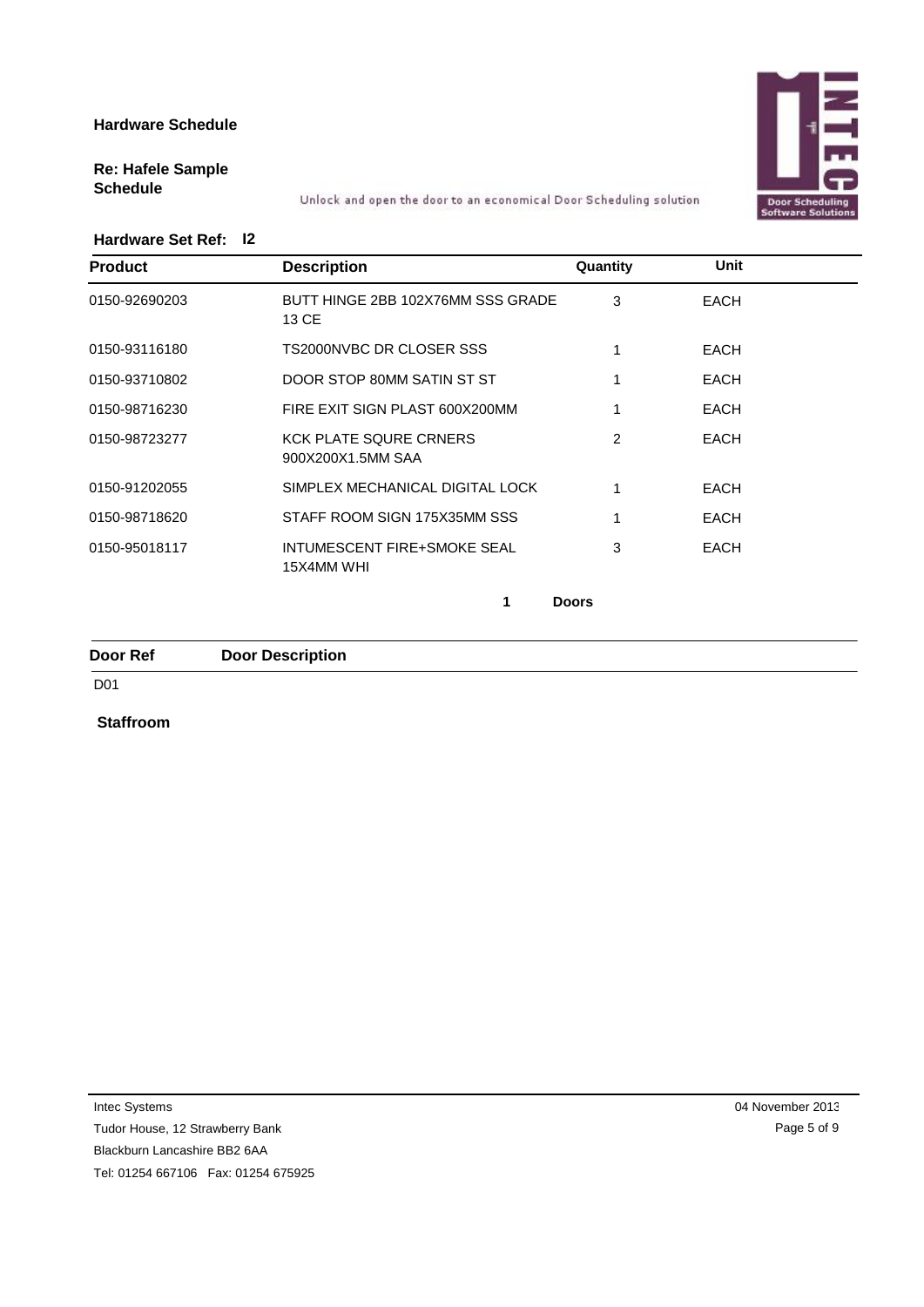**Hardware Schedule**

**Re: Hafele Sample Schedule**

Unlock and open the door to an economical Door Scheduling solution

**Hardware Set Ref: I2**

| Product | Description | Quantity | Unit |
|---|---|---|---|
| 0150-92690203 | BUTT HINGE 2BB 102X76MM SSS GRADE 13 CE | 3 | EACH |
| 0150-93116180 | TS2000NVBC DR CLOSER SSS | 1 | EACH |
| 0150-93710802 | DOOR STOP 80MM SATIN ST ST | 1 | EACH |
| 0150-98716230 | FIRE EXIT SIGN PLAST 600X200MM | 1 | EACH |
| 0150-98723277 | KCK PLATE SQURE CRNERS 900X200X1.5MM SAA | 2 | EACH |
| 0150-91202055 | SIMPLEX MECHANICAL DIGITAL LOCK | 1 | EACH |
| 0150-98718620 | STAFF ROOM SIGN 175X35MM SSS | 1 | EACH |
| 0150-95018117 | INTUMESCENT FIRE+SMOKE SEAL 15X4MM WHI | 3 | EACH |

**1 Doors**

| Door Ref | Door Description |
|---|---|
| D01 | |

**Staffroom**

Intec Systems
Tudor House, 12 Strawberry Bank
Blackburn Lancashire BB2 6AA
Tel: 01254 667106 Fax: 01254 675925

04 November 2013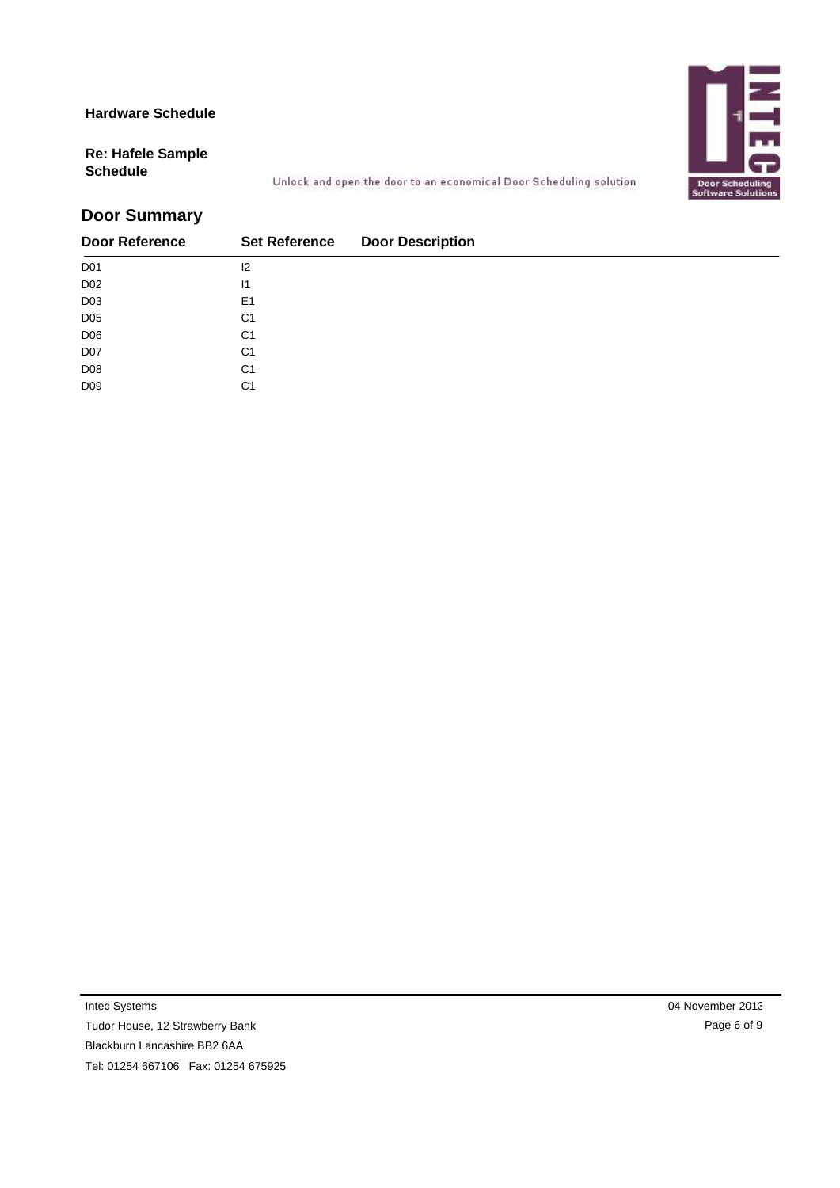**Hardware Schedule**

**Re: Hafele Sample Schedule**

Unlock and open the door to an economical Door Scheduling solution

## Door Summary

| Door Reference | Set Reference | Door Description |
|---|---|---|
| D01 | I2 | |
| D02 | I1 | |
| D03 | E1 | |
| D05 | C1 | |
| D06 | C1 | |
| D07 | C1 | |
| D08 | C1 | |
| D09 | C1 | |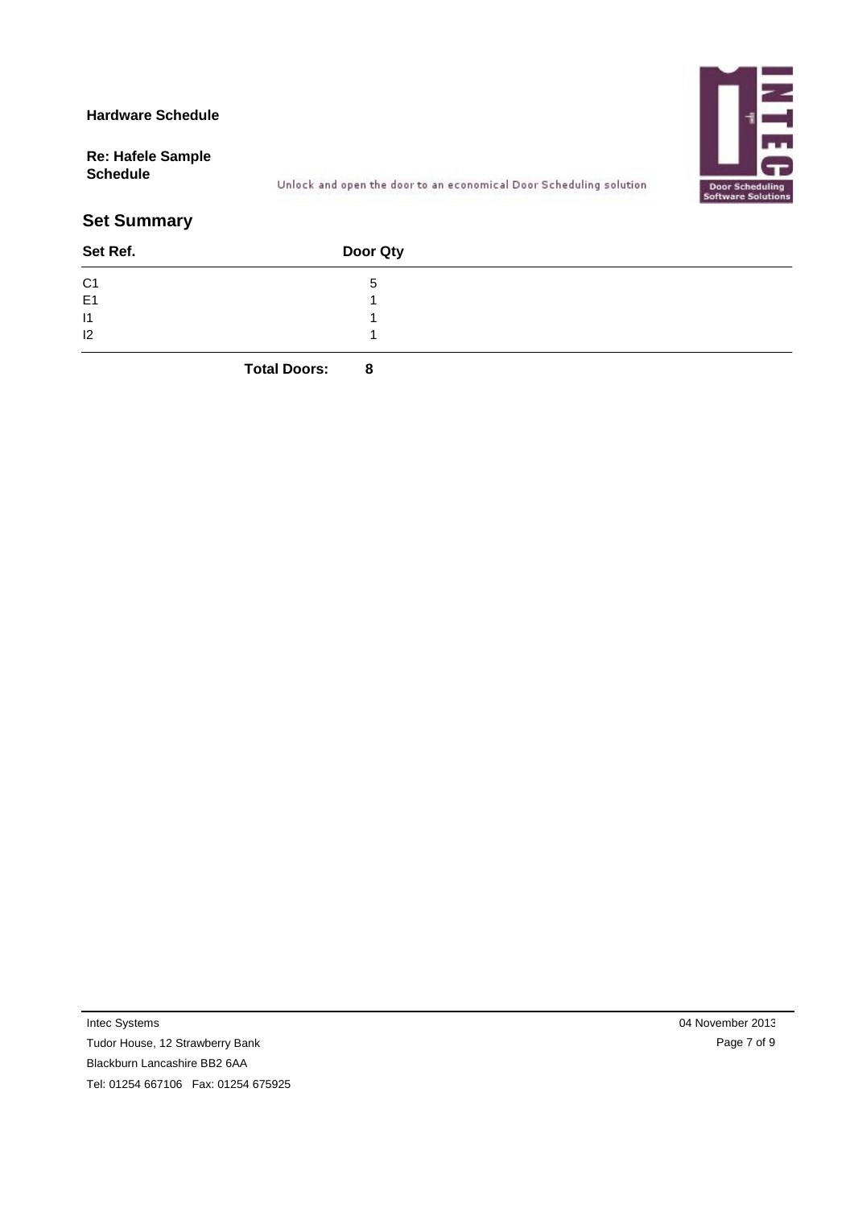**Hardware Schedule**

**Re: Hafele Sample Schedule**

Unlock and open the door to an economical Door Scheduling solution

## Set Summary

| Set Ref. | Door Qty |
|---|---|
| C1 | 5 |
| E1 | 1 |
| I1 | 1 |
| I2 | 1 |
| **Total Doors:** | **8** |

Intec Systems
Tudor House, 12 Strawberry Bank
Blackburn Lancashire BB2 6AA
Tel: 01254 667106 Fax: 01254 675925

04 November 2013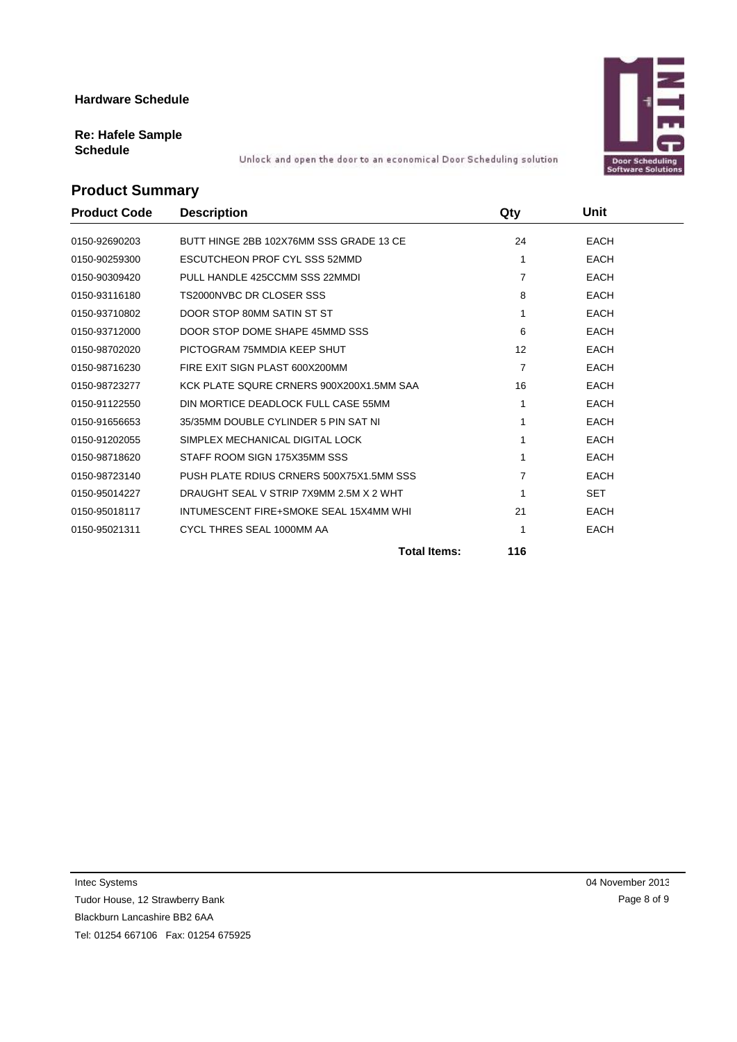**Hardware Schedule**

**Re: Hafele Sample Schedule**

Unlock and open the door to an economical Door Scheduling solution

## Product Summary

| Product Code | Description | Qty | Unit |
|---|---|---|---|
| 0150-92690203 | BUTT HINGE 2BB 102X76MM SSS GRADE 13 CE | 24 | EACH |
| 0150-90259300 | ESCUTCHEON PROF CYL SSS 52MMD | 1 | EACH |
| 0150-90309420 | PULL HANDLE 425CCMM SSS 22MMDI | 7 | EACH |
| 0150-93116180 | TS2000NVBC DR CLOSER SSS | 8 | EACH |
| 0150-93710802 | DOOR STOP 80MM SATIN ST ST | 1 | EACH |
| 0150-93712000 | DOOR STOP DOME SHAPE 45MMD SSS | 6 | EACH |
| 0150-98702020 | PICTOGRAM 75MMDIA KEEP SHUT | 12 | EACH |
| 0150-98716230 | FIRE EXIT SIGN PLAST 600X200MM | 7 | EACH |
| 0150-98723277 | KCK PLATE SQURE CRNERS 900X200X1.5MM SAA | 16 | EACH |
| 0150-91122550 | DIN MORTICE DEADLOCK FULL CASE 55MM | 1 | EACH |
| 0150-91656653 | 35/35MM DOUBLE CYLINDER 5 PIN SAT NI | 1 | EACH |
| 0150-91202055 | SIMPLEX MECHANICAL DIGITAL LOCK | 1 | EACH |
| 0150-98718620 | STAFF ROOM SIGN 175X35MM SSS | 1 | EACH |
| 0150-98723140 | PUSH PLATE RDIUS CRNERS 500X75X1.5MM SSS | 7 | EACH |
| 0150-95014227 | DRAUGHT SEAL V STRIP 7X9MM 2.5M X 2 WHT | 1 | SET |
| 0150-95018117 | INTUMESCENT FIRE+SMOKE SEAL 15X4MM WHI | 21 | EACH |
| 0150-95021311 | CYCL THRES SEAL 1000MM AA | 1 | EACH |
| | **Total Items:** | **116** | |

Intec Systems
Tudor House, 12 Strawberry Bank
Blackburn Lancashire BB2 6AA
Tel: 01254 667106 Fax: 01254 675925

04 November 2013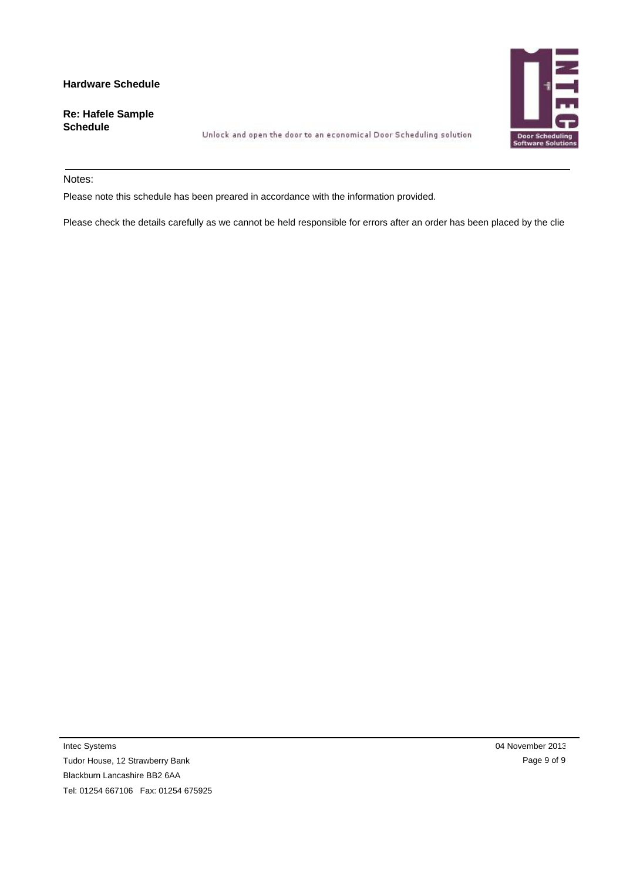Notes:

Please note this schedule has been preared in accordance with the information provided.

Please check the details carefully as we cannot be held responsible for errors after an order has been placed by the clie